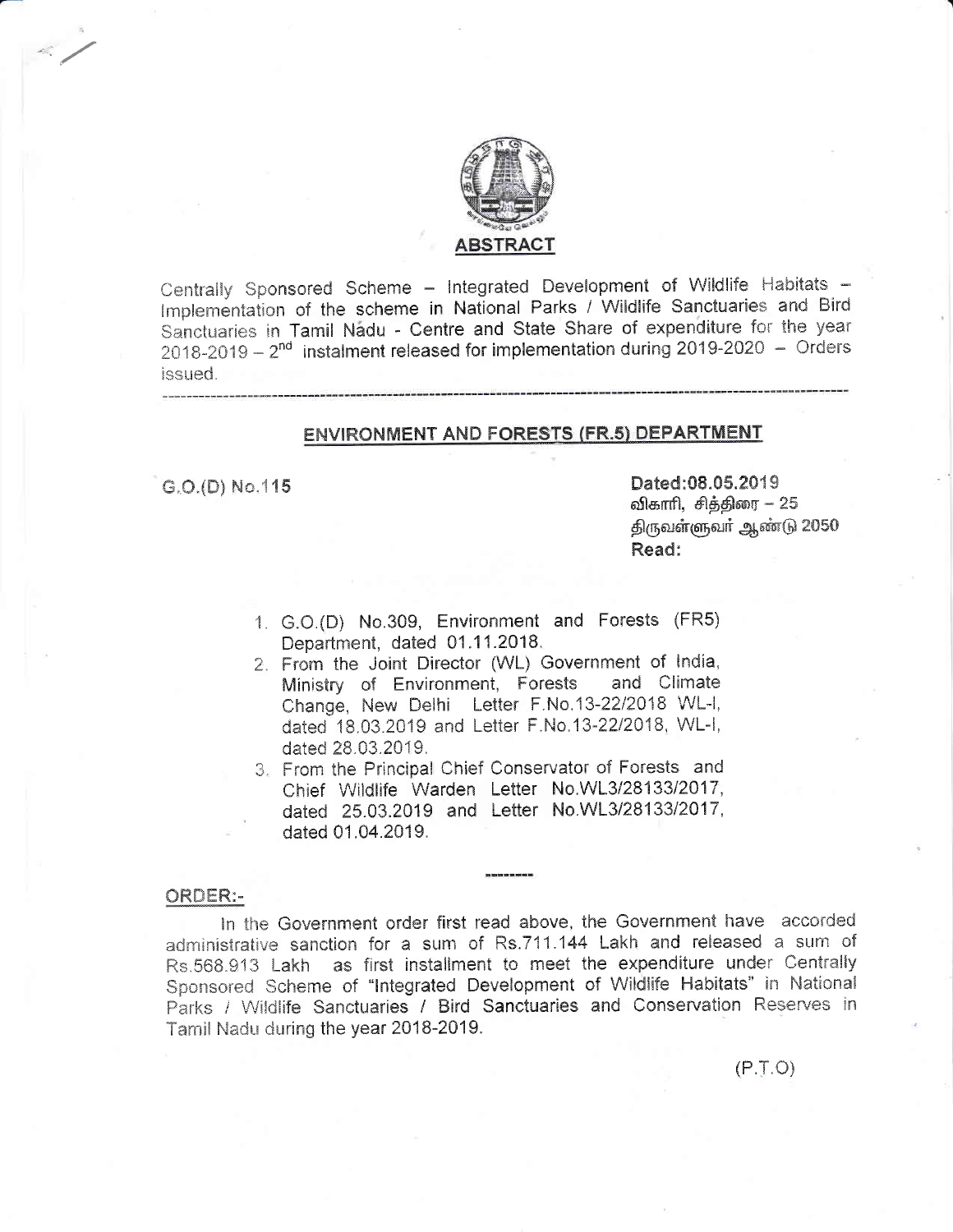## ABSTRACT

Centrally Sponsored Scheme – Integrated Development of Wildlife Habitats – Implementation of the scheme in National Parks / Wildlife Sanctuaries and Bird Sanctuaries in Tamil Nadu - Centre and State Share of expenditure for the year 2018-2019 – 2nd instalment released for implementation during 2019-2020 – Orders issued.

---

## ENVIRONMENT AND FORESTS (FR.5) DEPARTMENT

G.O.(D) No.115

**Dated:08.05.2019**
விகாரி, சித்திரை – 25
திருவள்ளுவர் ஆண்டு 2050
**Read:**

1. G.O.(D) No.309, Environment and Forests (FR5) Department, dated 01.11.2018.
2. From the Joint Director (WL) Government of India, Ministry of Environment, Forests and Climate Change, New Delhi Letter F.No.13-22/2018 WL-I, dated 18.03.2019 and Letter F.No.13-22/2018, WL-I, dated 28.03.2019.
3. From the Principal Chief Conservator of Forests and Chief Wildlife Warden Letter No.WL3/28133/2017, dated 25.03.2019 and Letter No.WL3/28133/2017, dated 01.04.2019.

---

**ORDER:-**

In the Government order first read above, the Government have accorded administrative sanction for a sum of Rs.711.144 Lakh and released a sum of Rs.568.913 Lakh as first installment to meet the expenditure under Centrally Sponsored Scheme of "Integrated Development of Wildlife Habitats" in National Parks / Wildlife Sanctuaries / Bird Sanctuaries and Conservation Reserves in Tamil Nadu during the year 2018-2019.

(P.T.O)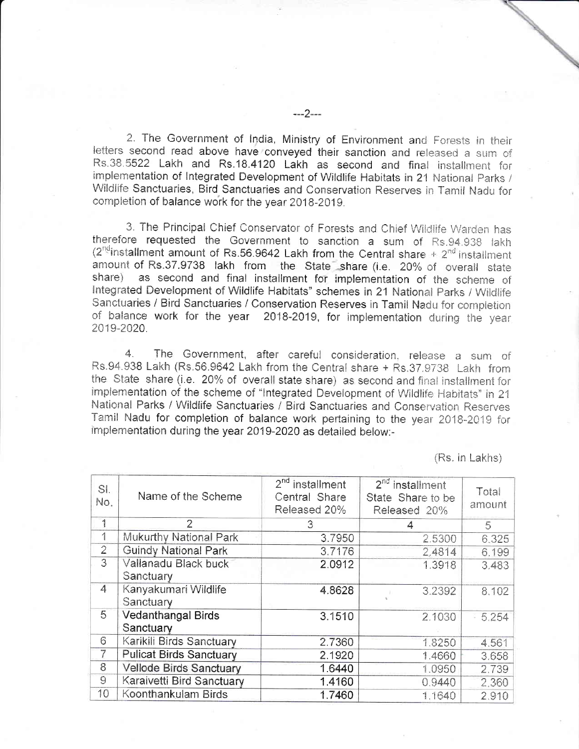2. The Government of India, Ministry of Environment and Forests in their letters second read above have conveyed their sanction and released a sum of Rs.38.5522 Lakh and Rs.18.4120 Lakh as second and final installment for implementation of Integrated Development of Wildlife Habitats in 21 National Parks / Wildlife Sanctuaries, Bird Sanctuaries and Conservation Reserves in Tamil Nadu for completion of balance work for the year 2018-2019.

3. The Principal Chief Conservator of Forests and Chief Wildlife Warden has therefore requested the Government to sanction a sum of Rs.94.938 lakh (2[nd] installment amount of Rs.56.9642 Lakh from the Central share + 2[nd] installment amount of Rs.37.9738 lakh from the State share (i.e. 20% of overall state share) as second and final installment for implementation of the scheme of Integrated Development of Wildlife Habitats" schemes in 21 National Parks / Wildlife Sanctuaries / Bird Sanctuaries / Conservation Reserves in Tamil Nadu for completion of balance work for the year 2018-2019, for implementation during the year 2019-2020.

4. The Government, after careful consideration, release a sum of Rs.94.938 Lakh (Rs.56.9642 Lakh from the Central share + Rs.37.9738 Lakh from the State share (i.e. 20% of overall state share) as second and final installment for implementation of the scheme of "Integrated Development of Wildlife Habitats" in 21 National Parks / Wildlife Sanctuaries / Bird Sanctuaries and Conservation Reserves Tamil Nadu for completion of balance work pertaining to the year 2018-2019 for implementation during the year 2019-2020 as detailed below:-

(Rs. in Lakhs)

| Sl. No. | Name of the Scheme | 2[nd] installment Central Share Released 20% | 2[nd] installment State Share to be Released 20% | Total amount |
|---|---|---|---|---|
| 1 | 2 | 3 | 4 | 5 |
| 1 | Mukurthy National Park | 3.7950 | 2.5300 | 6.325 |
| 2 | Guindy National Park | 3.7176 | 2.4814 | 6.199 |
| 3 | Vallanadu Black buck Sanctuary | 2.0912 | 1.3918 | 3.483 |
| 4 | Kanyakumari Wildlife Sanctuary | 4.8628 | 3.2392 | 8.102 |
| 5 | Vedanthangal Birds Sanctuary | 3.1510 | 2.1030 | 5.254 |
| 6 | Karikili Birds Sanctuary | 2.7360 | 1.8250 | 4.561 |
| 7 | Pulicat Birds Sanctuary | 2.1920 | 1.4660 | 3.658 |
| 8 | Vellode Birds Sanctuary | 1.6440 | 1.0950 | 2.739 |
| 9 | Karaivetti Bird Sanctuary | 1.4160 | 0.9440 | 2.360 |
| 10 | Koonthankulam Birds | 1.7460 | 1.1640 | 2.910 |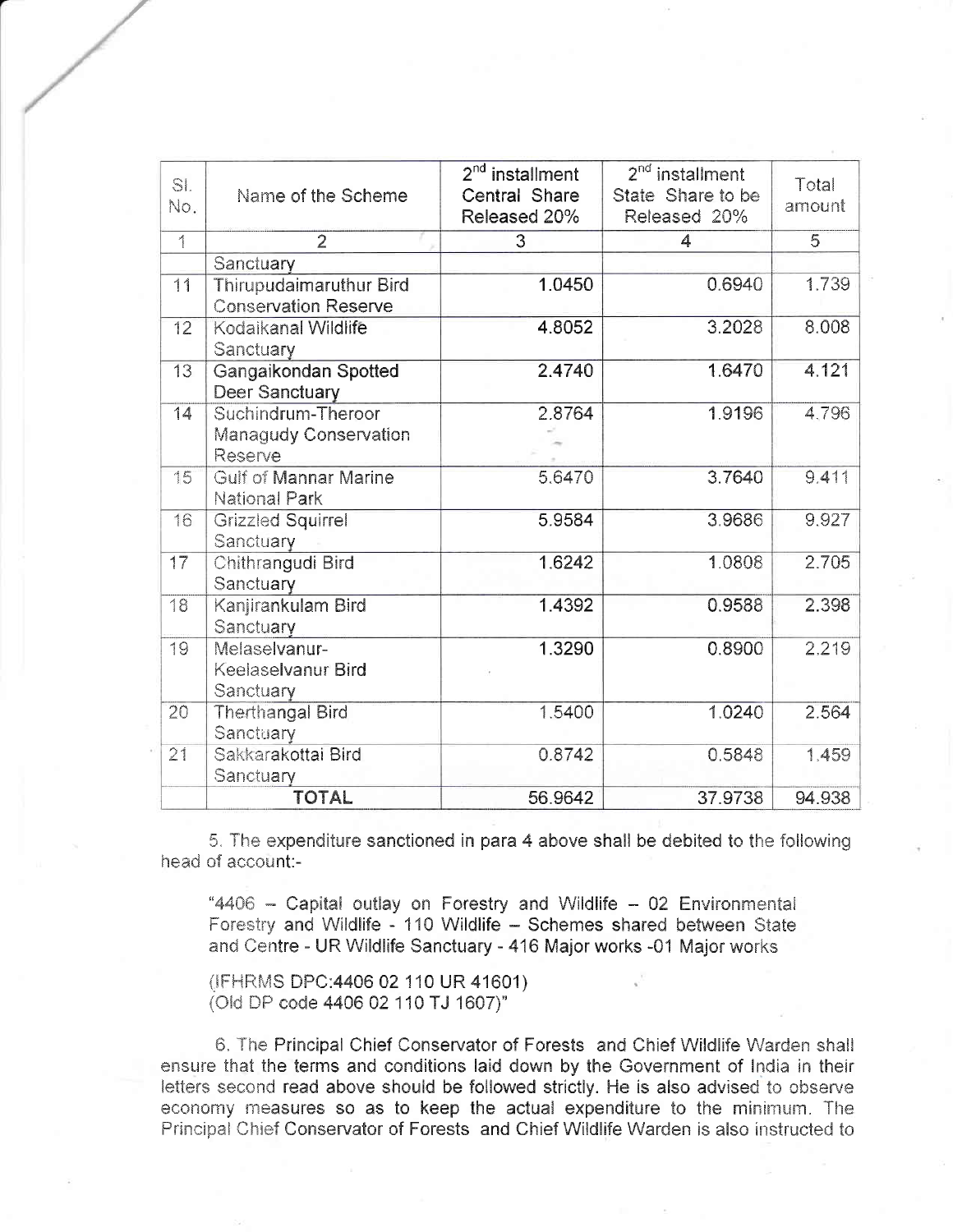| Sl. No. | Name of the Scheme | 2nd installment Central Share Released 20% | 2nd installment State Share to be Released 20% | Total amount |
|---|---|---|---|---|
| 1 | 2 | 3 | 4 | 5 |
| | Sanctuary | | | |
| 11 | Thirupudaimaruthur Bird Conservation Reserve | 1.0450 | 0.6940 | 1.739 |
| 12 | Kodaikanal Wildlife Sanctuary | 4.8052 | 3.2028 | 8.008 |
| 13 | Gangaikondan Spotted Deer Sanctuary | 2.4740 | 1.6470 | 4.121 |
| 14 | Suchindrum-Theroor Managudy Conservation Reserve | 2.8764 | 1.9196 | 4.796 |
| 15 | Gulf of Mannar Marine National Park | 5.6470 | 3.7640 | 9.411 |
| 16 | Grizzled Squirrel Sanctuary | 5.9584 | 3.9686 | 9.927 |
| 17 | Chithrangudi Bird Sanctuary | 1.6242 | 1.0808 | 2.705 |
| 18 | Kanjirankulam Bird Sanctuary | 1.4392 | 0.9588 | 2.398 |
| 19 | Melaselvanur-Keelaselvanur Bird Sanctuary | 1.3290 | 0.8900 | 2.219 |
| 20 | Therthangal Bird Sanctuary | 1.5400 | 1.0240 | 2.564 |
| 21 | Sakkarakottai Bird Sanctuary | 0.8742 | 0.5848 | 1.459 |
| | **TOTAL** | 56.9642 | 37.9738 | 94.938 |

5. The expenditure sanctioned in para 4 above shall be debited to the following head of account:-

"4406 – Capital outlay on Forestry and Wildlife – 02 Environmental Forestry and Wildlife - 110 Wildlife – Schemes shared between State and Centre - UR Wildlife Sanctuary - 416 Major works -01 Major works

(IFHRMS DPC:4406 02 110 UR 41601)
(Old DP code 4406 02 110 TJ 1607)"

6. The Principal Chief Conservator of Forests and Chief Wildlife Warden shall ensure that the terms and conditions laid down by the Government of India in their letters second read above should be followed strictly. He is also advised to observe economy measures so as to keep the actual expenditure to the minimum. The Principal Chief Conservator of Forests and Chief Wildlife Warden is also instructed to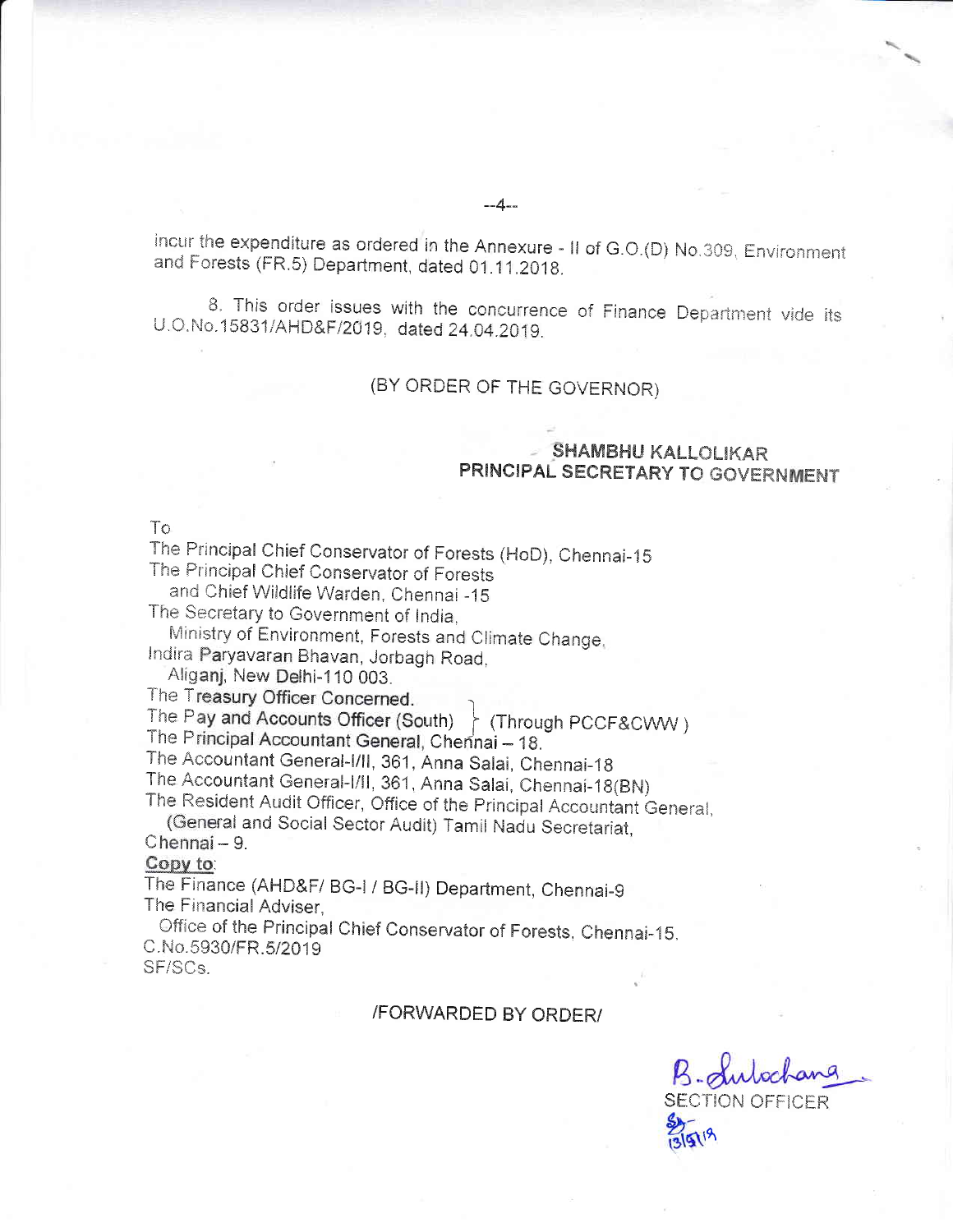incur the expenditure as ordered in the Annexure - II of G.O.(D) No.309, Environment and Forests (FR.5) Department, dated 01.11.2018.

8. This order issues with the concurrence of Finance Department vide its U.O.No.15831/AHD&F/2019, dated 24.04.2019.

(BY ORDER OF THE GOVERNOR)

**SHAMBHU KALLOLIKAR**
**PRINCIPAL SECRETARY TO GOVERNMENT**

To

The Principal Chief Conservator of Forests (HoD), Chennai-15
The Principal Chief Conservator of Forests
and Chief Wildlife Warden, Chennai -15
The Secretary to Government of India,
Ministry of Environment, Forests and Climate Change,
Indira Paryavaran Bhavan, Jorbagh Road,
Aliganj, New Delhi-110 003.
The Treasury Officer Concerned.
The Pay and Accounts Officer (South) } (Through PCCF&CWW)
The Principal Accountant General, Chennai – 18.
The Accountant General-I/II, 361, Anna Salai, Chennai-18
The Accountant General-I/II, 361, Anna Salai, Chennai-18(BN)
The Resident Audit Officer, Office of the Principal Accountant General,
(General and Social Sector Audit) Tamil Nadu Secretariat,
Chennai – 9.

**Copy to:**

The Finance (AHD&F/ BG-I / BG-II) Department, Chennai-9
The Financial Adviser,
Office of the Principal Chief Conservator of Forests, Chennai-15.
C.No.5930/FR.5/2019
SF/SCs.

/FORWARDED BY ORDER/

B. Sulochana
SECTION OFFICER
13/5/19